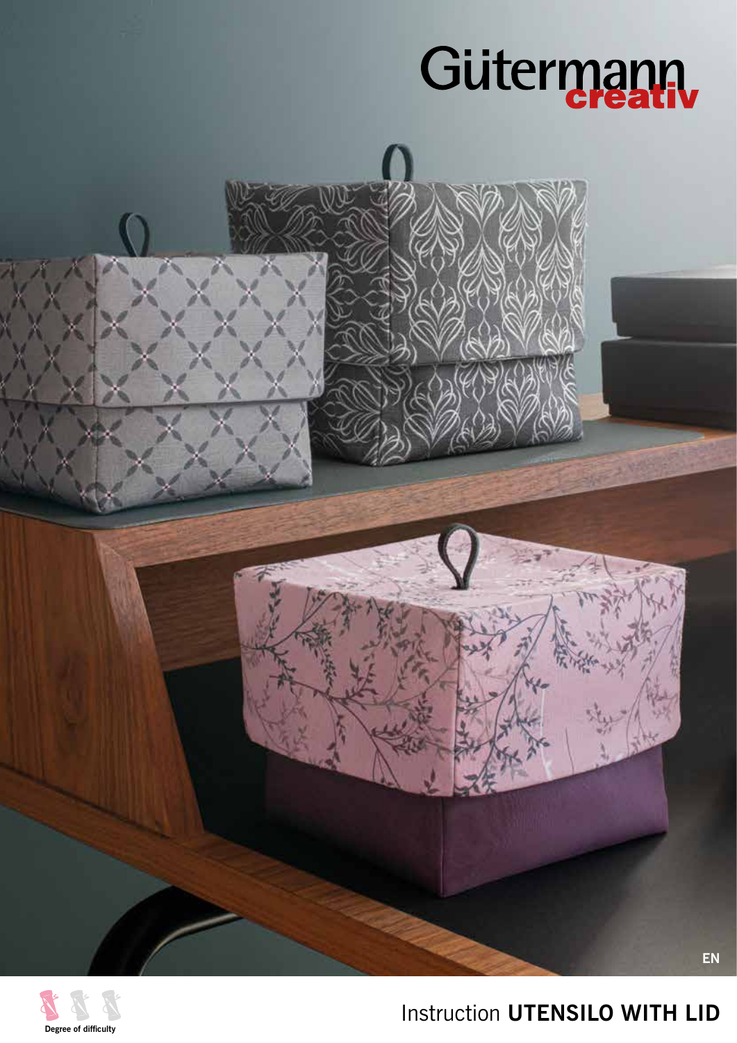Gütermann creativ

EN

Degree of difficulty

# Instruction **UTENSILO WITH LID**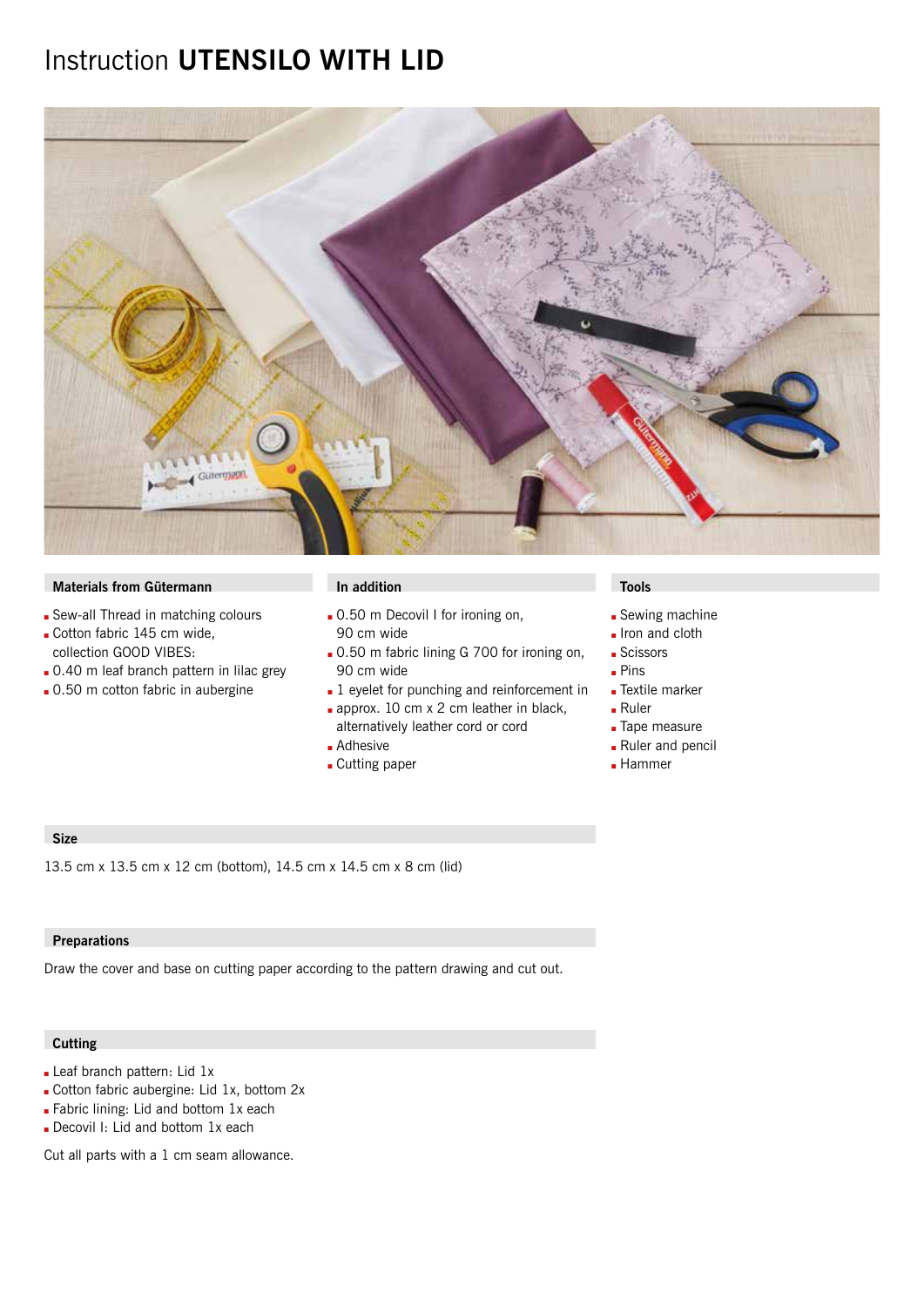# Instruction **UTENSILO WITH LID**

### Materials from Gütermann

- Sew-all Thread in matching colours
- Cotton fabric 145 cm wide, collection GOOD VIBES:
- 0.40 m leaf branch pattern in lilac grey
- 0.50 m cotton fabric in aubergine

### In addition

- 0.50 m Decovil I for ironing on, 90 cm wide
- 0.50 m fabric lining G 700 for ironing on, 90 cm wide
- 1 eyelet for punching and reinforcement in
- approx. 10 cm x 2 cm leather in black, alternatively leather cord or cord
- Adhesive
- Cutting paper

### Tools

- Sewing machine
- Iron and cloth
- Scissors
- Pins
- Textile marker
- Ruler
- Tape measure
- Ruler and pencil
- Hammer

### Size

13.5 cm x 13.5 cm x 12 cm (bottom), 14.5 cm x 14.5 cm x 8 cm (lid)

### Preparations

Draw the cover and base on cutting paper according to the pattern drawing and cut out.

### Cutting

- Leaf branch pattern: Lid 1x
- Cotton fabric aubergine: Lid 1x, bottom 2x
- Fabric lining: Lid and bottom 1x each
- Decovil I: Lid and bottom 1x each

Cut all parts with a 1 cm seam allowance.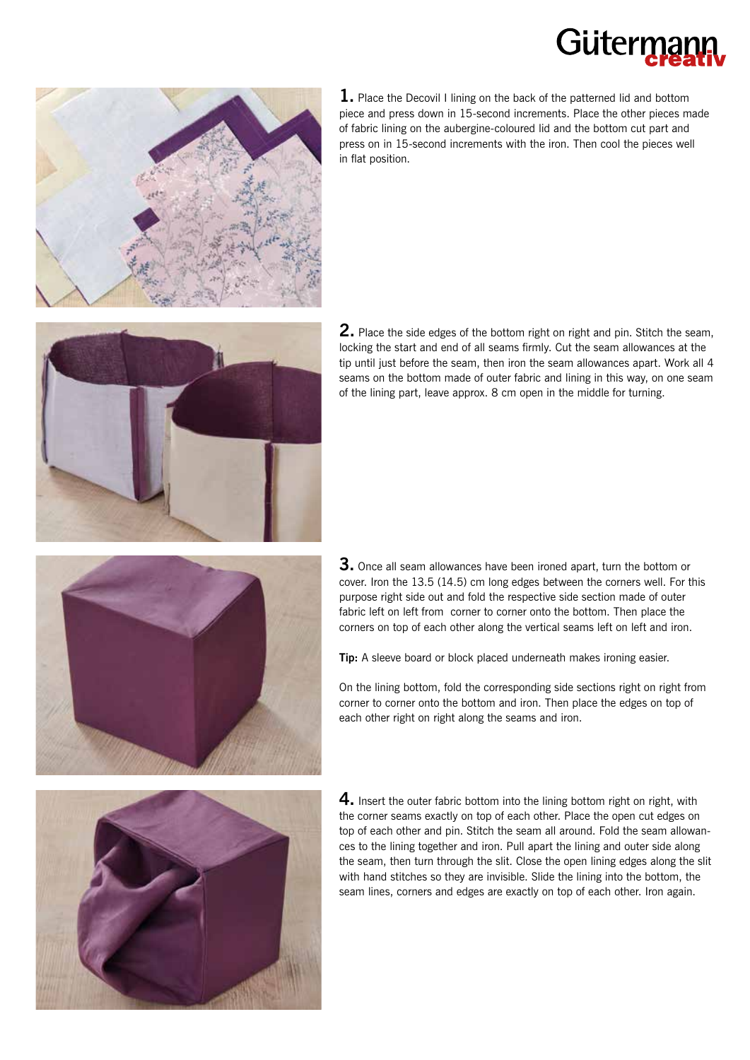**1.** Place the Decovil I lining on the back of the patterned lid and bottom piece and press down in 15-second increments. Place the other pieces made of fabric lining on the aubergine-coloured lid and the bottom cut part and press on in 15-second increments with the iron. Then cool the pieces well in flat position.

**2.** Place the side edges of the bottom right on right and pin. Stitch the seam, locking the start and end of all seams firmly. Cut the seam allowances at the tip until just before the seam, then iron the seam allowances apart. Work all 4 seams on the bottom made of outer fabric and lining in this way, on one seam of the lining part, leave approx. 8 cm open in the middle for turning.

**3.** Once all seam allowances have been ironed apart, turn the bottom or cover. Iron the 13.5 (14.5) cm long edges between the corners well. For this purpose right side out and fold the respective side section made of outer fabric left on left from corner to corner onto the bottom. Then place the corners on top of each other along the vertical seams left on left and iron.

**Tip:** A sleeve board or block placed underneath makes ironing easier.

On the lining bottom, fold the corresponding side sections right on right from corner to corner onto the bottom and iron. Then place the edges on top of each other right on right along the seams and iron.

**4.** Insert the outer fabric bottom into the lining bottom right on right, with the corner seams exactly on top of each other. Place the open cut edges on top of each other and pin. Stitch the seam all around. Fold the seam allowances to the lining together and iron. Pull apart the lining and outer side along the seam, then turn through the slit. Close the open lining edges along the slit with hand stitches so they are invisible. Slide the lining into the bottom, the seam lines, corners and edges are exactly on top of each other. Iron again.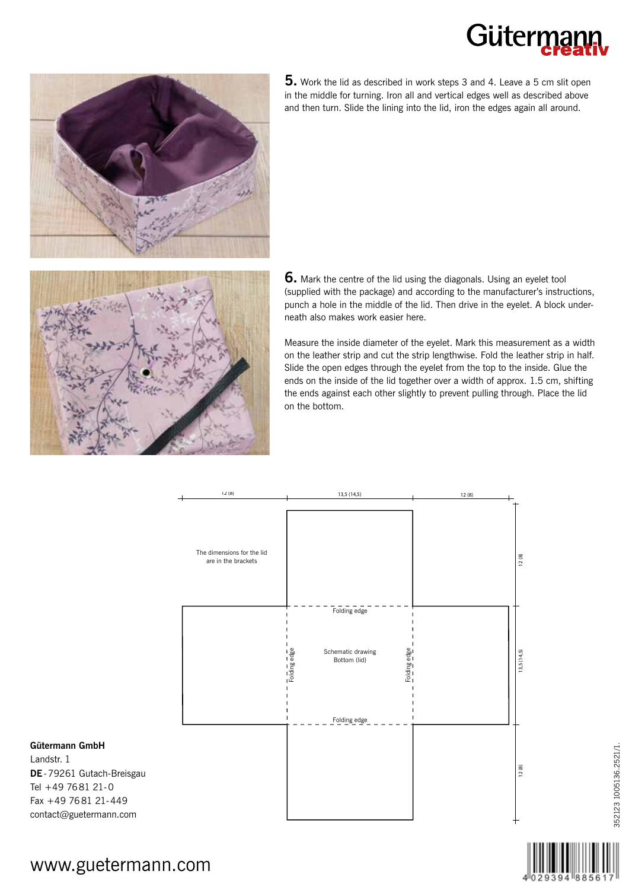**5.** Work the lid as described in work steps 3 and 4. Leave a 5 cm slit open in the middle for turning. Iron all and vertical edges well as described above and then turn. Slide the lining into the lid, iron the edges again all around.

**6.** Mark the centre of the lid using the diagonals. Using an eyelet tool (supplied with the package) and according to the manufacturer's instructions, punch a hole in the middle of the lid. Then drive in the eyelet. A block underneath also makes work easier here.

Measure the inside diameter of the eyelet. Mark this measurement as a width on the leather strip and cut the strip lengthwise. Fold the leather strip in half. Slide the open edges through the eyelet from the top to the inside. Glue the ends on the inside of the lid together over a width of approx. 1.5 cm, shifting the ends against each other slightly to prevent pulling through. Place the lid on the bottom.

12 (8)
13,5 (14,5)
12 (8)

The dimensions for the lid are in the brackets

12 (8)
13,5 (14,5)
12 (8)

Folding edge
Folding edge
Folding edge
Folding edge

Schematic drawing
Bottom (lid)

**Gütermann GmbH**
Landstr. 1
**DE**-79261 Gutach-Breisgau
Tel +49 7681 21-0
Fax +49 7681 21-449
contact@guetermann.com

www.guetermann.com

352123 1005136.2521/1.